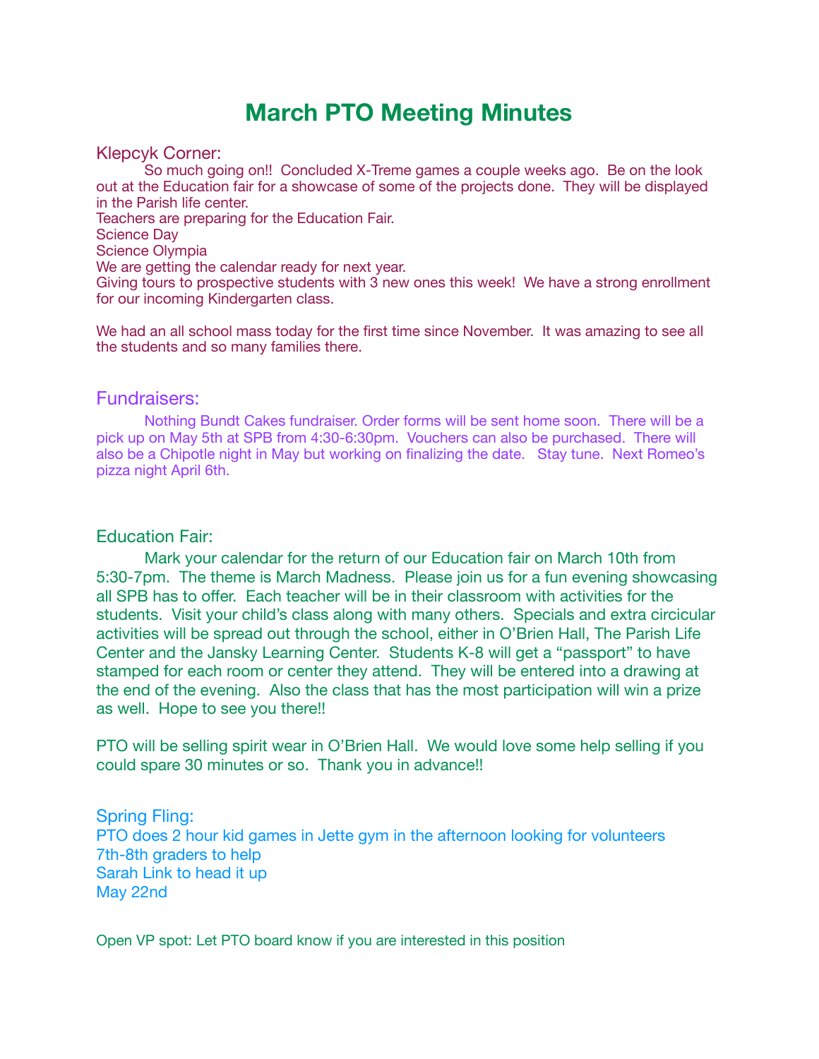# March PTO Meeting Minutes

## Klepcyk Corner:

So much going on!! Concluded X-Treme games a couple weeks ago. Be on the look out at the Education fair for a showcase of some of the projects done. They will be displayed in the Parish life center.

Teachers are preparing for the Education Fair.

Science Day

Science Olympia

We are getting the calendar ready for next year.

Giving tours to prospective students with 3 new ones this week! We have a strong enrollment for our incoming Kindergarten class.

We had an all school mass today for the first time since November. It was amazing to see all the students and so many families there.

## Fundraisers:

Nothing Bundt Cakes fundraiser. Order forms will be sent home soon. There will be a pick up on May 5th at SPB from 4:30-6:30pm. Vouchers can also be purchased. There will also be a Chipotle night in May but working on finalizing the date. Stay tune. Next Romeo's pizza night April 6th.

## Education Fair:

Mark your calendar for the return of our Education fair on March 10th from 5:30-7pm. The theme is March Madness. Please join us for a fun evening showcasing all SPB has to offer. Each teacher will be in their classroom with activities for the students. Visit your child's class along with many others. Specials and extra circicular activities will be spread out through the school, either in O'Brien Hall, The Parish Life Center and the Jansky Learning Center. Students K-8 will get a "passport" to have stamped for each room or center they attend. They will be entered into a drawing at the end of the evening. Also the class that has the most participation will win a prize as well. Hope to see you there!!

PTO will be selling spirit wear in O'Brien Hall. We would love some help selling if you could spare 30 minutes or so. Thank you in advance!!

## Spring Fling:

PTO does 2 hour kid games in Jette gym in the afternoon looking for volunteers

7th-8th graders to help

Sarah Link to head it up

May 22nd

Open VP spot: Let PTO board know if you are interested in this position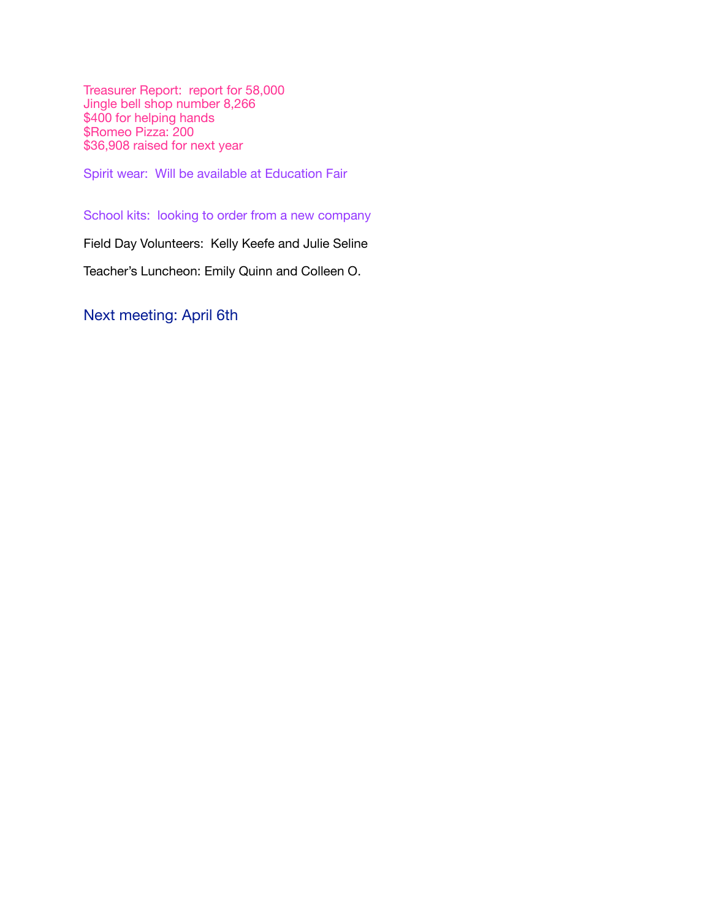Treasurer Report: report for 58,000
Jingle bell shop number 8,266
$400 for helping hands
$Romeo Pizza: 200
$36,908 raised for next year

Spirit wear: Will be available at Education Fair

School kits: looking to order from a new company

Field Day Volunteers: Kelly Keefe and Julie Seline

Teacher's Luncheon: Emily Quinn and Colleen O.

Next meeting: April 6th